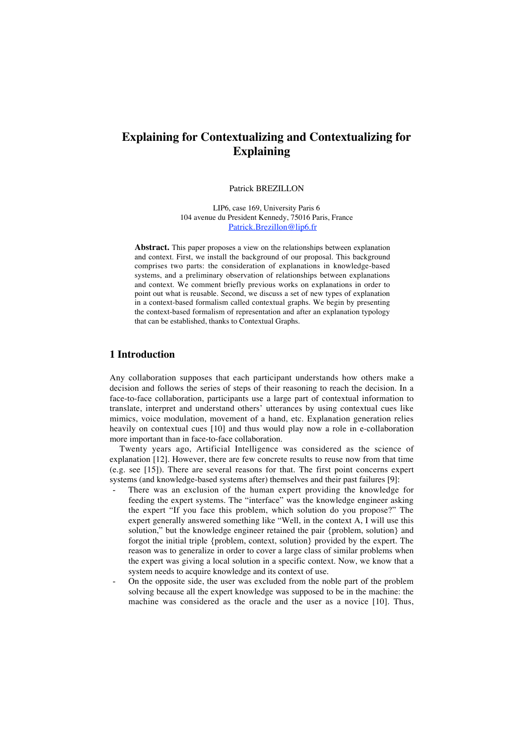# Explaining for Contextualizing and Contextualizing for Explaining

Patrick BREZILLON

LIP6, case 169, University Paris 6
104 avenue du President Kennedy, 75016 Paris, France
Patrick.Brezillon@lip6.fr

**Abstract.** This paper proposes a view on the relationships between explanation and context. First, we install the background of our proposal. This background comprises two parts: the consideration of explanations in knowledge-based systems, and a preliminary observation of relationships between explanations and context. We comment briefly previous works on explanations in order to point out what is reusable. Second, we discuss a set of new types of explanation in a context-based formalism called contextual graphs. We begin by presenting the context-based formalism of representation and after an explanation typology that can be established, thanks to Contextual Graphs.

## 1 Introduction

Any collaboration supposes that each participant understands how others make a decision and follows the series of steps of their reasoning to reach the decision. In a face-to-face collaboration, participants use a large part of contextual information to translate, interpret and understand others' utterances by using contextual cues like mimics, voice modulation, movement of a hand, etc. Explanation generation relies heavily on contextual cues [10] and thus would play now a role in e-collaboration more important than in face-to-face collaboration.

Twenty years ago, Artificial Intelligence was considered as the science of explanation [12]. However, there are few concrete results to reuse now from that time (e.g. see [15]). There are several reasons for that. The first point concerns expert systems (and knowledge-based systems after) themselves and their past failures [9]:

- There was an exclusion of the human expert providing the knowledge for feeding the expert systems. The "interface" was the knowledge engineer asking the expert "If you face this problem, which solution do you propose?" The expert generally answered something like "Well, in the context A, I will use this solution," but the knowledge engineer retained the pair {problem, solution} and forgot the initial triple {problem, context, solution} provided by the expert. The reason was to generalize in order to cover a large class of similar problems when the expert was giving a local solution in a specific context. Now, we know that a system needs to acquire knowledge and its context of use.
- On the opposite side, the user was excluded from the noble part of the problem solving because all the expert knowledge was supposed to be in the machine: the machine was considered as the oracle and the user as a novice [10]. Thus,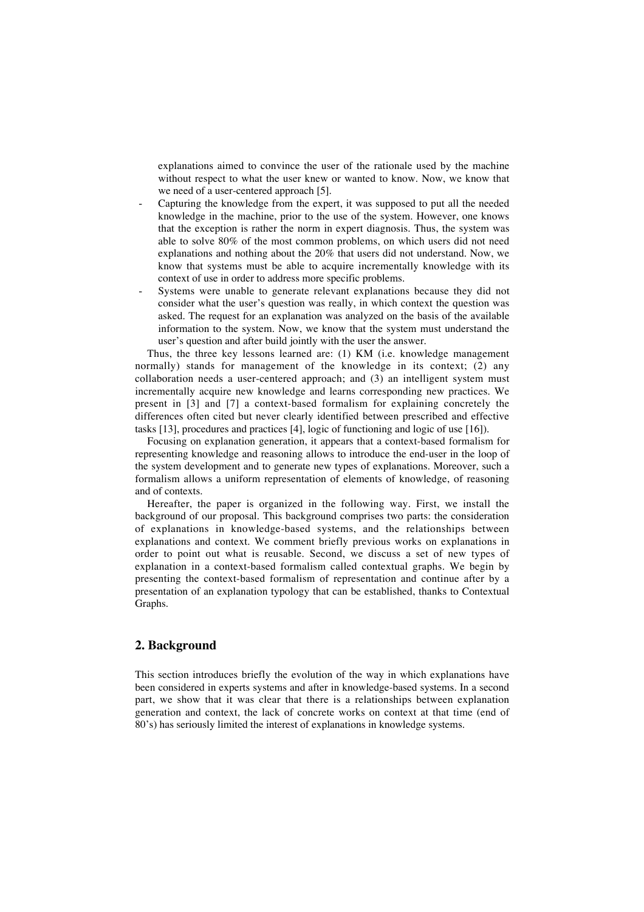explanations aimed to convince the user of the rationale used by the machine without respect to what the user knew or wanted to know. Now, we know that we need of a user-centered approach [5].

- Capturing the knowledge from the expert, it was supposed to put all the needed knowledge in the machine, prior to the use of the system. However, one knows that the exception is rather the norm in expert diagnosis. Thus, the system was able to solve 80% of the most common problems, on which users did not need explanations and nothing about the 20% that users did not understand. Now, we know that systems must be able to acquire incrementally knowledge with its context of use in order to address more specific problems.
- Systems were unable to generate relevant explanations because they did not consider what the user's question was really, in which context the question was asked. The request for an explanation was analyzed on the basis of the available information to the system. Now, we know that the system must understand the user's question and after build jointly with the user the answer.

Thus, the three key lessons learned are: (1) KM (i.e. knowledge management normally) stands for management of the knowledge in its context; (2) any collaboration needs a user-centered approach; and (3) an intelligent system must incrementally acquire new knowledge and learns corresponding new practices. We present in [3] and [7] a context-based formalism for explaining concretely the differences often cited but never clearly identified between prescribed and effective tasks [13], procedures and practices [4], logic of functioning and logic of use [16]).

Focusing on explanation generation, it appears that a context-based formalism for representing knowledge and reasoning allows to introduce the end-user in the loop of the system development and to generate new types of explanations. Moreover, such a formalism allows a uniform representation of elements of knowledge, of reasoning and of contexts.

Hereafter, the paper is organized in the following way. First, we install the background of our proposal. This background comprises two parts: the consideration of explanations in knowledge-based systems, and the relationships between explanations and context. We comment briefly previous works on explanations in order to point out what is reusable. Second, we discuss a set of new types of explanation in a context-based formalism called contextual graphs. We begin by presenting the context-based formalism of representation and continue after by a presentation of an explanation typology that can be established, thanks to Contextual Graphs.

## 2. Background

This section introduces briefly the evolution of the way in which explanations have been considered in experts systems and after in knowledge-based systems. In a second part, we show that it was clear that there is a relationships between explanation generation and context, the lack of concrete works on context at that time (end of 80's) has seriously limited the interest of explanations in knowledge systems.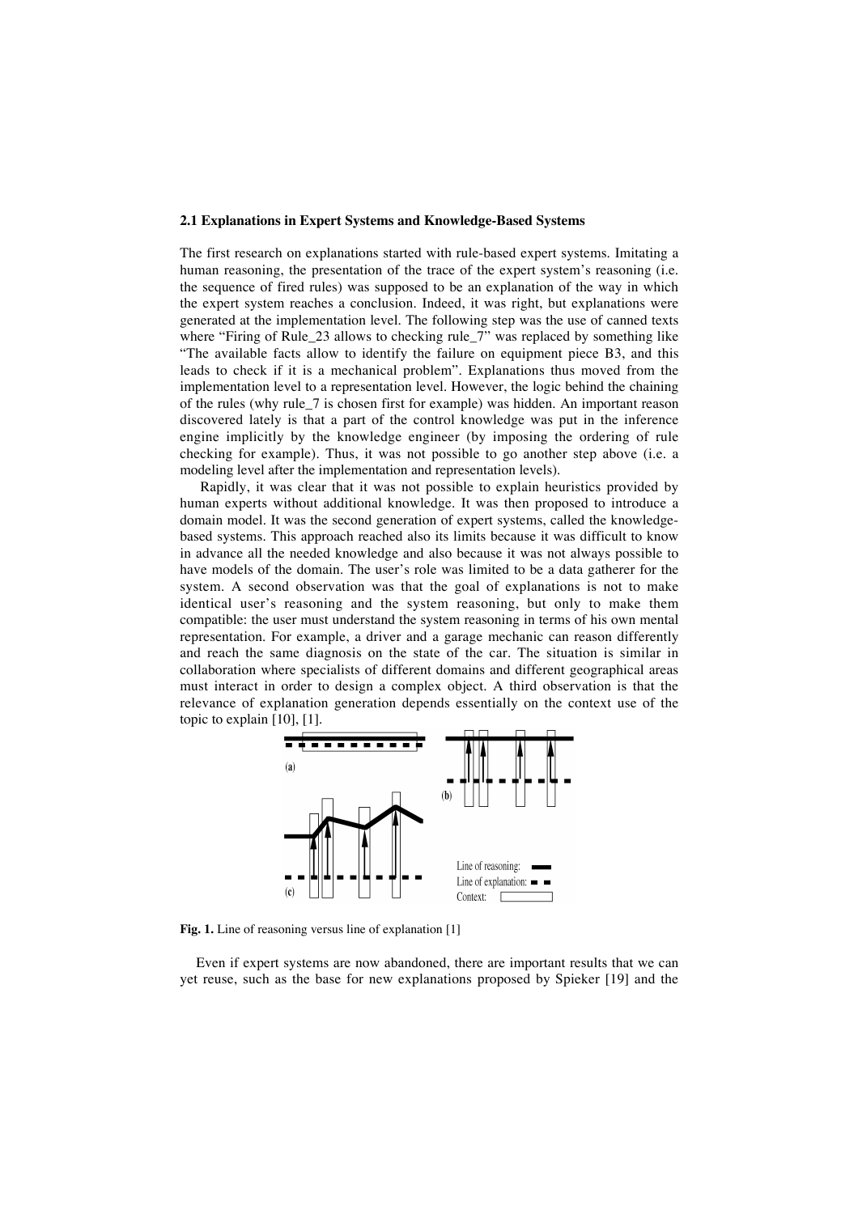### 2.1 Explanations in Expert Systems and Knowledge-Based Systems

The first research on explanations started with rule-based expert systems. Imitating a human reasoning, the presentation of the trace of the expert system's reasoning (i.e. the sequence of fired rules) was supposed to be an explanation of the way in which the expert system reaches a conclusion. Indeed, it was right, but explanations were generated at the implementation level. The following step was the use of canned texts where "Firing of Rule_23 allows to checking rule_7" was replaced by something like "The available facts allow to identify the failure on equipment piece B3, and this leads to check if it is a mechanical problem". Explanations thus moved from the implementation level to a representation level. However, the logic behind the chaining of the rules (why rule_7 is chosen first for example) was hidden. An important reason discovered lately is that a part of the control knowledge was put in the inference engine implicitly by the knowledge engineer (by imposing the ordering of rule checking for example). Thus, it was not possible to go another step above (i.e. a modeling level after the implementation and representation levels).

Rapidly, it was clear that it was not possible to explain heuristics provided by human experts without additional knowledge. It was then proposed to introduce a domain model. It was the second generation of expert systems, called the knowledge-based systems. This approach reached also its limits because it was difficult to know in advance all the needed knowledge and also because it was not always possible to have models of the domain. The user's role was limited to be a data gatherer for the system. A second observation was that the goal of explanations is not to make identical user's reasoning and the system reasoning, but only to make them compatible: the user must understand the system reasoning in terms of his own mental representation. For example, a driver and a garage mechanic can reason differently and reach the same diagnosis on the state of the car. The situation is similar in collaboration where specialists of different domains and different geographical areas must interact in order to design a complex object. A third observation is that the relevance of explanation generation depends essentially on the context use of the topic to explain [10], [1].

**Fig. 1.** Line of reasoning versus line of explanation [1]

Even if expert systems are now abandoned, there are important results that we can yet reuse, such as the base for new explanations proposed by Spieker [19] and the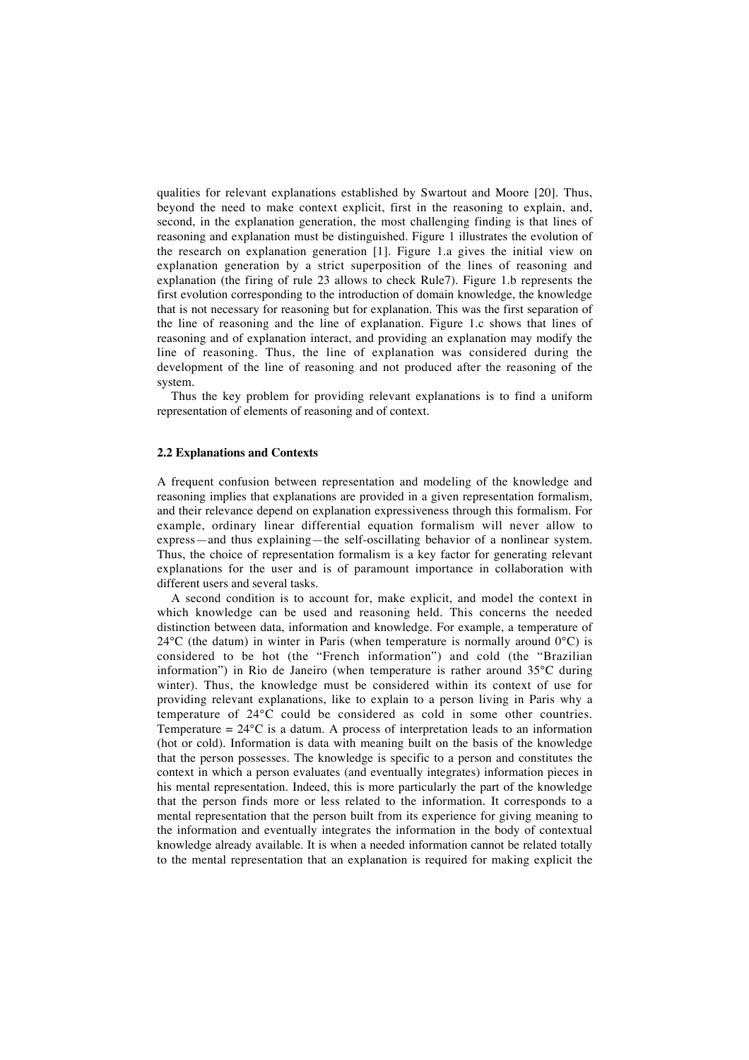qualities for relevant explanations established by Swartout and Moore [20]. Thus, beyond the need to make context explicit, first in the reasoning to explain, and, second, in the explanation generation, the most challenging finding is that lines of reasoning and explanation must be distinguished. Figure 1 illustrates the evolution of the research on explanation generation [1]. Figure 1.a gives the initial view on explanation generation by a strict superposition of the lines of reasoning and explanation (the firing of rule 23 allows to check Rule7). Figure 1.b represents the first evolution corresponding to the introduction of domain knowledge, the knowledge that is not necessary for reasoning but for explanation. This was the first separation of the line of reasoning and the line of explanation. Figure 1.c shows that lines of reasoning and of explanation interact, and providing an explanation may modify the line of reasoning. Thus, the line of explanation was considered during the development of the line of reasoning and not produced after the reasoning of the system.

Thus the key problem for providing relevant explanations is to find a uniform representation of elements of reasoning and of context.

### 2.2 Explanations and Contexts

A frequent confusion between representation and modeling of the knowledge and reasoning implies that explanations are provided in a given representation formalism, and their relevance depend on explanation expressiveness through this formalism. For example, ordinary linear differential equation formalism will never allow to express—and thus explaining—the self-oscillating behavior of a nonlinear system. Thus, the choice of representation formalism is a key factor for generating relevant explanations for the user and is of paramount importance in collaboration with different users and several tasks.

A second condition is to account for, make explicit, and model the context in which knowledge can be used and reasoning held. This concerns the needed distinction between data, information and knowledge. For example, a temperature of 24°C (the datum) in winter in Paris (when temperature is normally around 0°C) is considered to be hot (the "French information") and cold (the "Brazilian information") in Rio de Janeiro (when temperature is rather around 35°C during winter). Thus, the knowledge must be considered within its context of use for providing relevant explanations, like to explain to a person living in Paris why a temperature of 24°C could be considered as cold in some other countries. Temperature = 24°C is a datum. A process of interpretation leads to an information (hot or cold). Information is data with meaning built on the basis of the knowledge that the person possesses. The knowledge is specific to a person and constitutes the context in which a person evaluates (and eventually integrates) information pieces in his mental representation. Indeed, this is more particularly the part of the knowledge that the person finds more or less related to the information. It corresponds to a mental representation that the person built from its experience for giving meaning to the information and eventually integrates the information in the body of contextual knowledge already available. It is when a needed information cannot be related totally to the mental representation that an explanation is required for making explicit the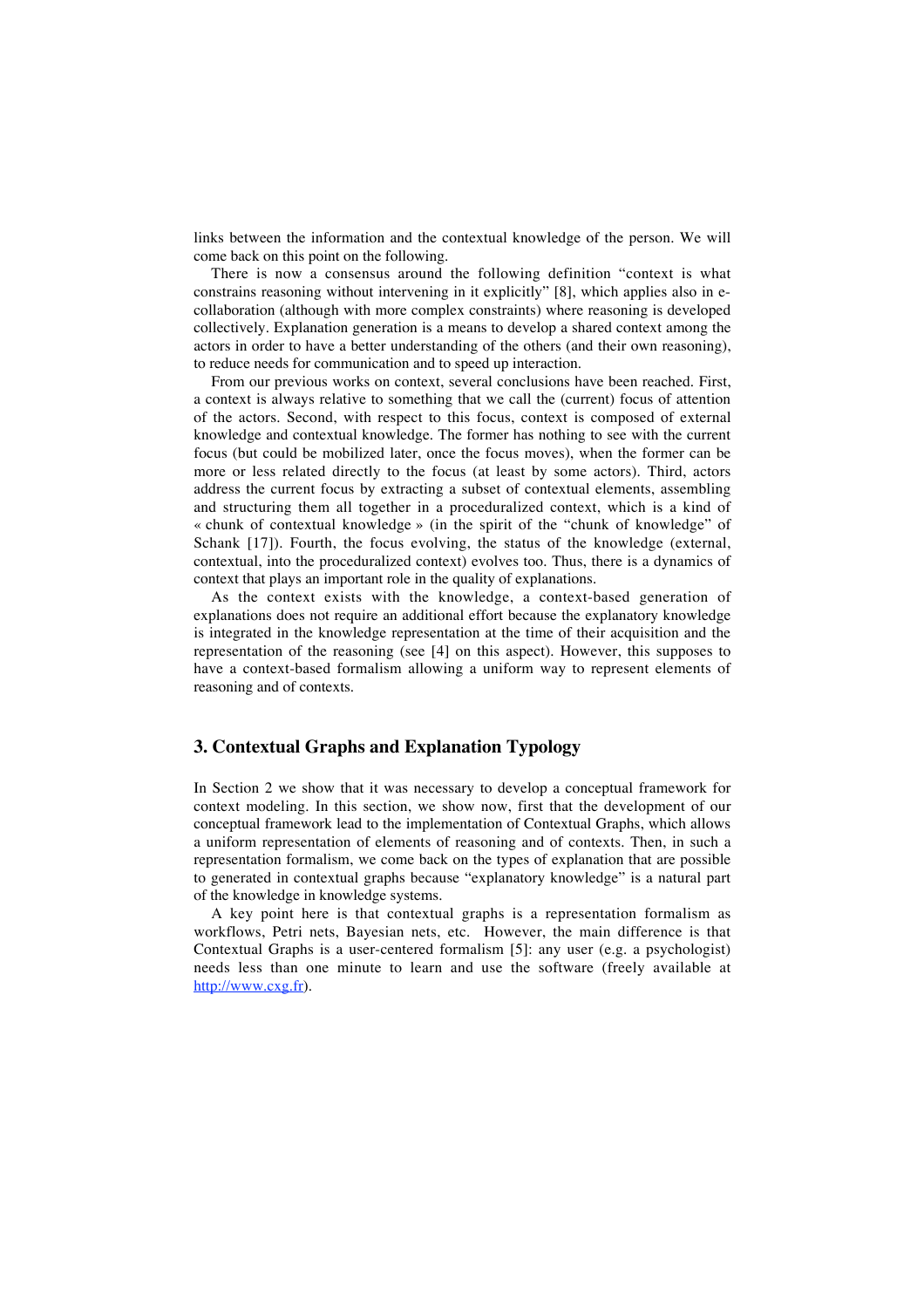links between the information and the contextual knowledge of the person. We will come back on this point on the following.

There is now a consensus around the following definition "context is what constrains reasoning without intervening in it explicitly" [8], which applies also in e-collaboration (although with more complex constraints) where reasoning is developed collectively. Explanation generation is a means to develop a shared context among the actors in order to have a better understanding of the others (and their own reasoning), to reduce needs for communication and to speed up interaction.

From our previous works on context, several conclusions have been reached. First, a context is always relative to something that we call the (current) focus of attention of the actors. Second, with respect to this focus, context is composed of external knowledge and contextual knowledge. The former has nothing to see with the current focus (but could be mobilized later, once the focus moves), when the former can be more or less related directly to the focus (at least by some actors). Third, actors address the current focus by extracting a subset of contextual elements, assembling and structuring them all together in a proceduralized context, which is a kind of « chunk of contextual knowledge » (in the spirit of the "chunk of knowledge" of Schank [17]). Fourth, the focus evolving, the status of the knowledge (external, contextual, into the proceduralized context) evolves too. Thus, there is a dynamics of context that plays an important role in the quality of explanations.

As the context exists with the knowledge, a context-based generation of explanations does not require an additional effort because the explanatory knowledge is integrated in the knowledge representation at the time of their acquisition and the representation of the reasoning (see [4] on this aspect). However, this supposes to have a context-based formalism allowing a uniform way to represent elements of reasoning and of contexts.

## 3. Contextual Graphs and Explanation Typology

In Section 2 we show that it was necessary to develop a conceptual framework for context modeling. In this section, we show now, first that the development of our conceptual framework lead to the implementation of Contextual Graphs, which allows a uniform representation of elements of reasoning and of contexts. Then, in such a representation formalism, we come back on the types of explanation that are possible to generated in contextual graphs because "explanatory knowledge" is a natural part of the knowledge in knowledge systems.

A key point here is that contextual graphs is a representation formalism as workflows, Petri nets, Bayesian nets, etc. However, the main difference is that Contextual Graphs is a user-centered formalism [5]: any user (e.g. a psychologist) needs less than one minute to learn and use the software (freely available at http://www.cxg.fr).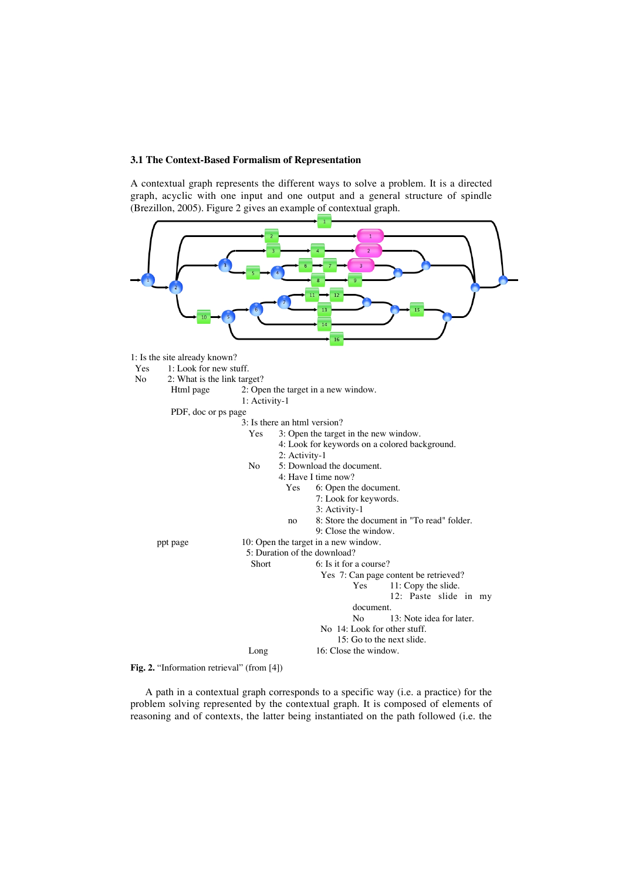### 3.1 The Context-Based Formalism of Representation

A contextual graph represents the different ways to solve a problem. It is a directed graph, acyclic with one input and one output and a general structure of spindle (Brezillon, 2005). Figure 2 gives an example of contextual graph.

```
1: Is the site already known?
 Yes     1: Look for new stuff.
 No      2: What is the link target?
          Html page        2: Open the target in a new window.
                           1: Activity-1
          PDF, doc or ps page
                           3: Is there an html version?
                             Yes     3: Open the target in the new window.
                                     4: Look for keywords on a colored background.
                                     2: Activity-1
                             No      5: Download the document.
                                     4: Have I time now?
                                       Yes     6: Open the document.
                                               7: Look for keywords.
                                               3: Activity-1
                                       no      8: Store the document in "To read" folder.
                                               9: Close the window.
       ppt page            10: Open the target in a new window.
                            5: Duration of the download?
                             Short         6: Is it for a course?
                                             Yes  7: Can page content be retrieved?
                                                     Yes     11: Copy the slide.
                                                             12: Paste slide in my
                                                     document.
                                                     No      13: Note idea for later.
                                             No  14: Look for other stuff.
                                                  15: Go to the next slide.
                             Long          16: Close the window.
```

**Fig. 2.** "Information retrieval" (from [4])

A path in a contextual graph corresponds to a specific way (i.e. a practice) for the problem solving represented by the contextual graph. It is composed of elements of reasoning and of contexts, the latter being instantiated on the path followed (i.e. the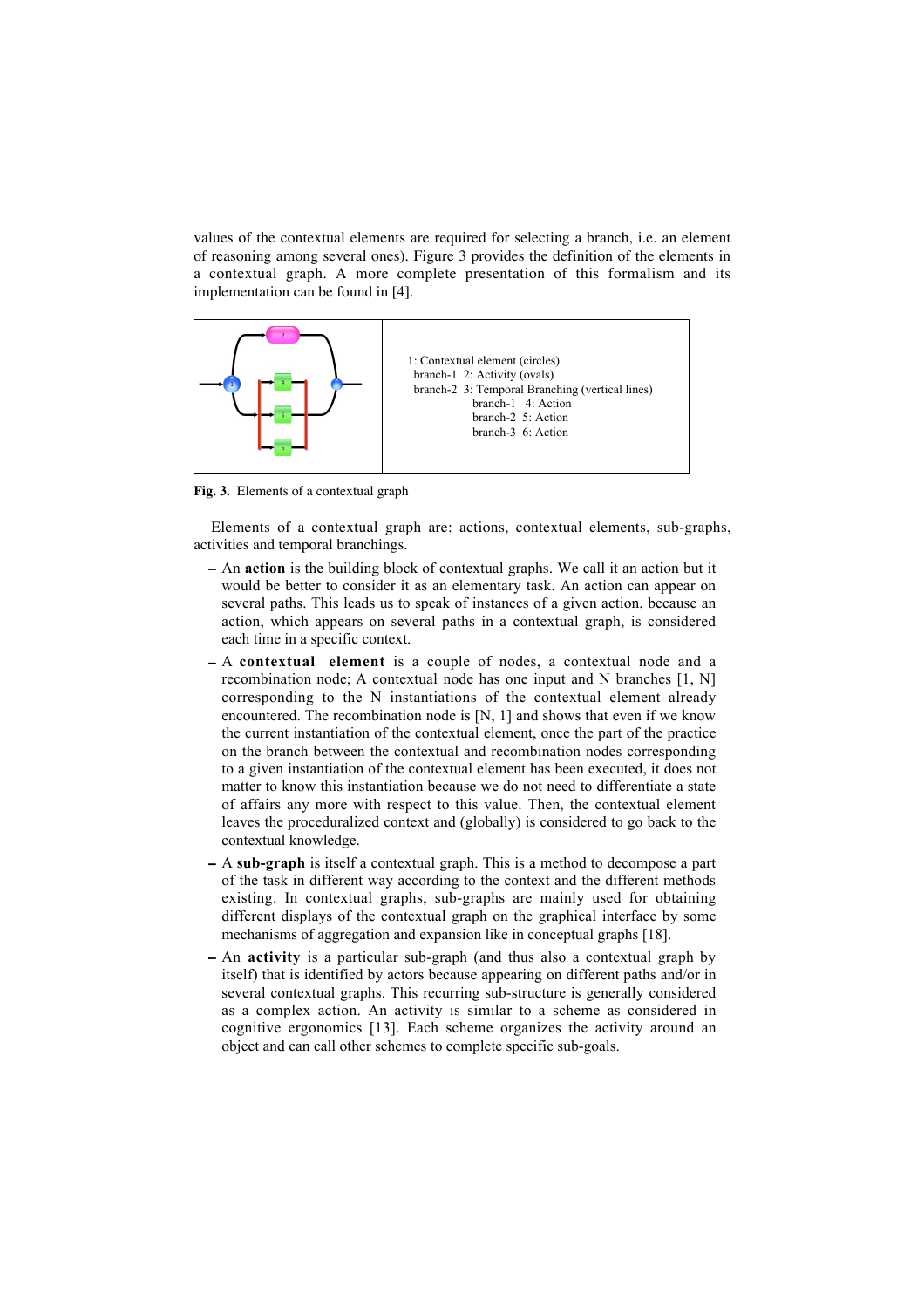values of the contextual elements are required for selecting a branch, i.e. an element of reasoning among several ones). Figure 3 provides the definition of the elements in a contextual graph. A more complete presentation of this formalism and its implementation can be found in [4].

1: Contextual element (circles)
  branch-1  2: Activity (ovals)
  branch-2  3: Temporal Branching (vertical lines)
      branch-1  4: Action
      branch-2  5: Action
      branch-3  6: Action

**Fig. 3.** Elements of a contextual graph

Elements of a contextual graph are: actions, contextual elements, sub-graphs, activities and temporal branchings.

- An **action** is the building block of contextual graphs. We call it an action but it would be better to consider it as an elementary task. An action can appear on several paths. This leads us to speak of instances of a given action, because an action, which appears on several paths in a contextual graph, is considered each time in a specific context.
- A **contextual element** is a couple of nodes, a contextual node and a recombination node; A contextual node has one input and N branches [1, N] corresponding to the N instantiations of the contextual element already encountered. The recombination node is [N, 1] and shows that even if we know the current instantiation of the contextual element, once the part of the practice on the branch between the contextual and recombination nodes corresponding to a given instantiation of the contextual element has been executed, it does not matter to know this instantiation because we do not need to differentiate a state of affairs any more with respect to this value. Then, the contextual element leaves the proceduralized context and (globally) is considered to go back to the contextual knowledge.
- A **sub-graph** is itself a contextual graph. This is a method to decompose a part of the task in different way according to the context and the different methods existing. In contextual graphs, sub-graphs are mainly used for obtaining different displays of the contextual graph on the graphical interface by some mechanisms of aggregation and expansion like in conceptual graphs [18].
- An **activity** is a particular sub-graph (and thus also a contextual graph by itself) that is identified by actors because appearing on different paths and/or in several contextual graphs. This recurring sub-structure is generally considered as a complex action. An activity is similar to a scheme as considered in cognitive ergonomics [13]. Each scheme organizes the activity around an object and can call other schemes to complete specific sub-goals.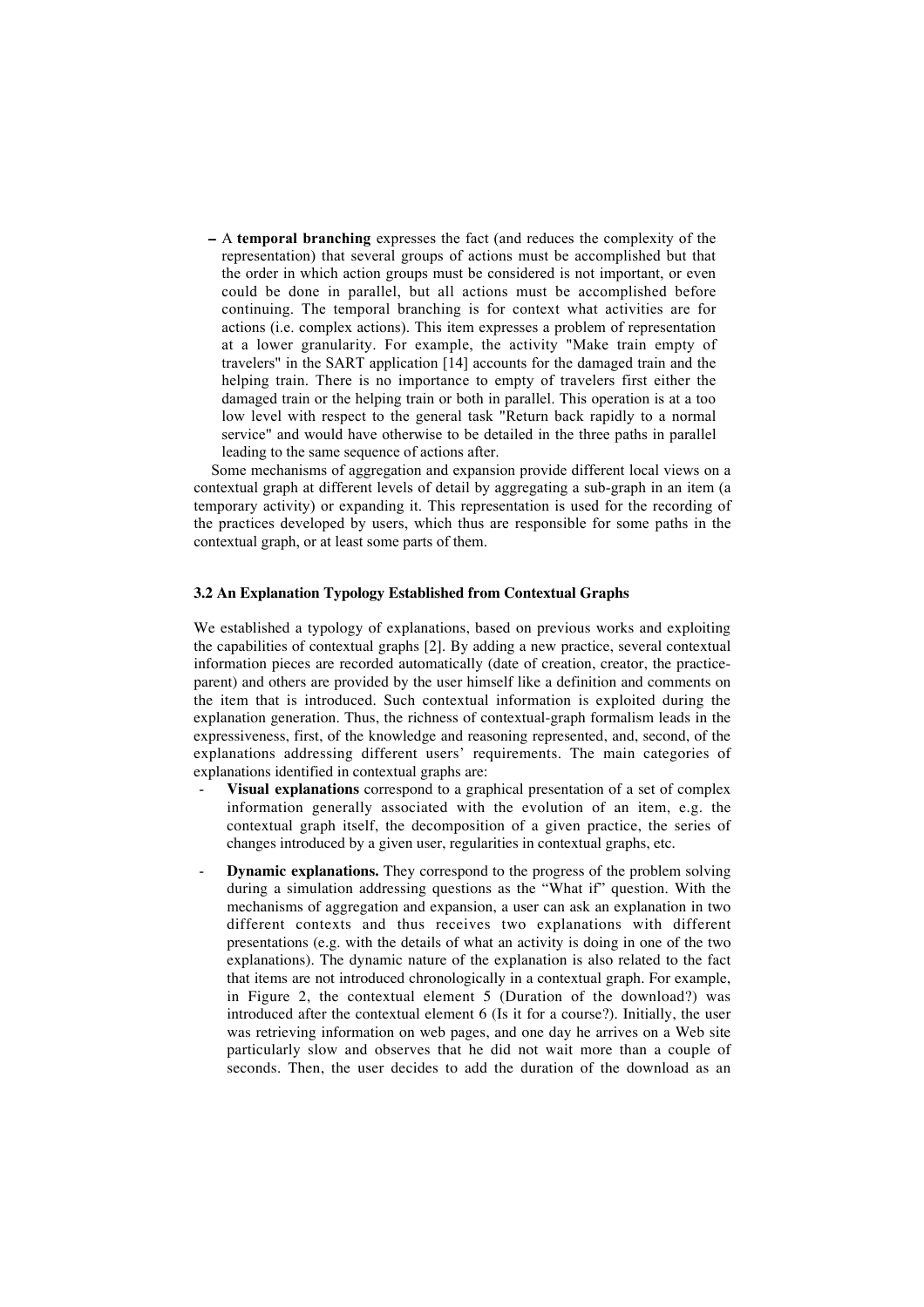- A **temporal branching** expresses the fact (and reduces the complexity of the representation) that several groups of actions must be accomplished but that the order in which action groups must be considered is not important, or even could be done in parallel, but all actions must be accomplished before continuing. The temporal branching is for context what activities are for actions (i.e. complex actions). This item expresses a problem of representation at a lower granularity. For example, the activity "Make train empty of travelers" in the SART application [14] accounts for the damaged train and the helping train. There is no importance to empty of travelers first either the damaged train or the helping train or both in parallel. This operation is at a too low level with respect to the general task "Return back rapidly to a normal service" and would have otherwise to be detailed in the three paths in parallel leading to the same sequence of actions after.

Some mechanisms of aggregation and expansion provide different local views on a contextual graph at different levels of detail by aggregating a sub-graph in an item (a temporary activity) or expanding it. This representation is used for the recording of the practices developed by users, which thus are responsible for some paths in the contextual graph, or at least some parts of them.

### 3.2 An Explanation Typology Established from Contextual Graphs

We established a typology of explanations, based on previous works and exploiting the capabilities of contextual graphs [2]. By adding a new practice, several contextual information pieces are recorded automatically (date of creation, creator, the practice-parent) and others are provided by the user himself like a definition and comments on the item that is introduced. Such contextual information is exploited during the explanation generation. Thus, the richness of contextual-graph formalism leads in the expressiveness, first, of the knowledge and reasoning represented, and, second, of the explanations addressing different users' requirements. The main categories of explanations identified in contextual graphs are:

- **Visual explanations** correspond to a graphical presentation of a set of complex information generally associated with the evolution of an item, e.g. the contextual graph itself, the decomposition of a given practice, the series of changes introduced by a given user, regularities in contextual graphs, etc.
- **Dynamic explanations.** They correspond to the progress of the problem solving during a simulation addressing questions as the "What if" question. With the mechanisms of aggregation and expansion, a user can ask an explanation in two different contexts and thus receives two explanations with different presentations (e.g. with the details of what an activity is doing in one of the two explanations). The dynamic nature of the explanation is also related to the fact that items are not introduced chronologically in a contextual graph. For example, in Figure 2, the contextual element 5 (Duration of the download?) was introduced after the contextual element 6 (Is it for a course?). Initially, the user was retrieving information on web pages, and one day he arrives on a Web site particularly slow and observes that he did not wait more than a couple of seconds. Then, the user decides to add the duration of the download as an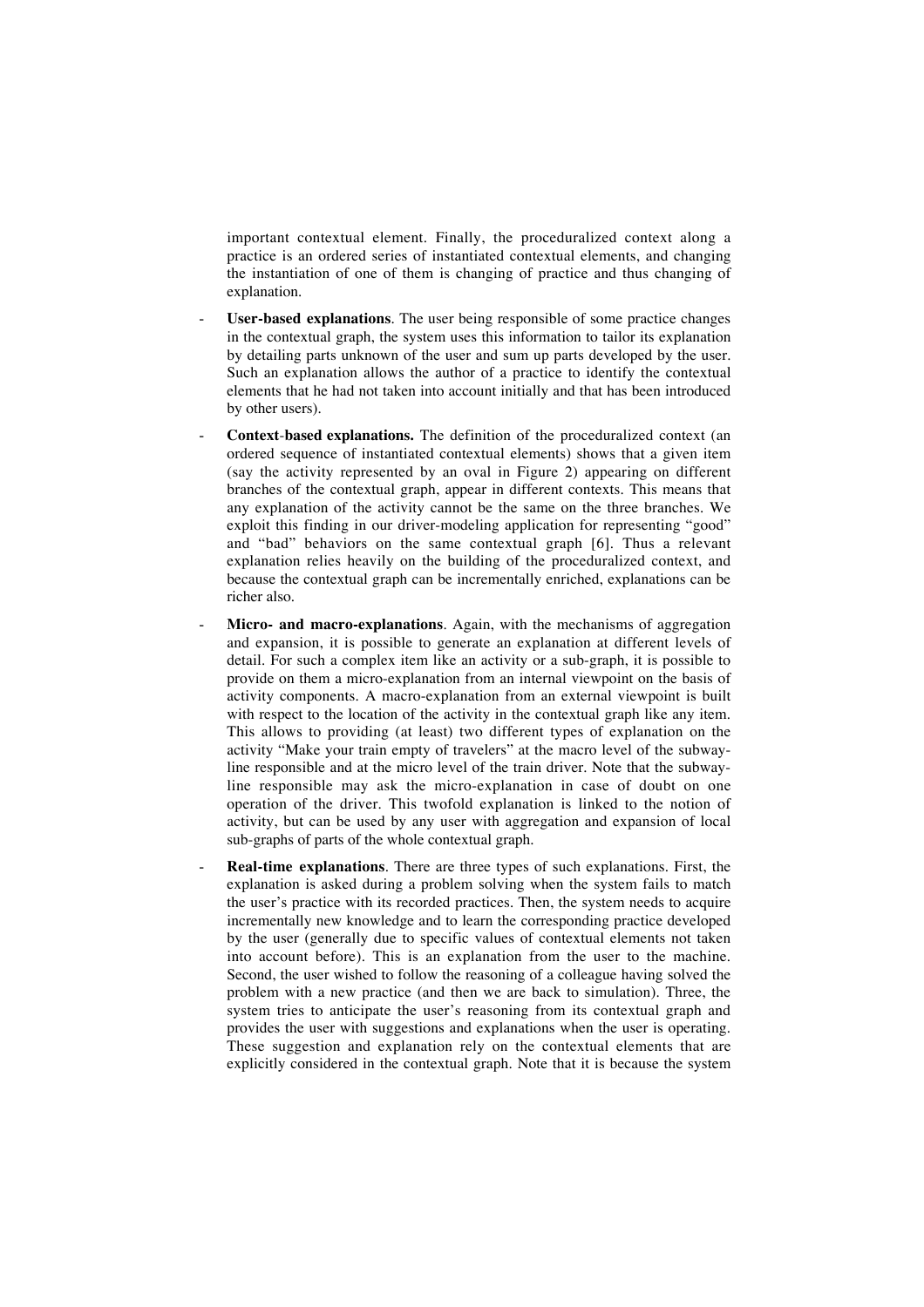important contextual element. Finally, the proceduralized context along a practice is an ordered series of instantiated contextual elements, and changing the instantiation of one of them is changing of practice and thus changing of explanation.

- **User-based explanations**. The user being responsible of some practice changes in the contextual graph, the system uses this information to tailor its explanation by detailing parts unknown of the user and sum up parts developed by the user. Such an explanation allows the author of a practice to identify the contextual elements that he had not taken into account initially and that has been introduced by other users).
- **Context-based explanations.** The definition of the proceduralized context (an ordered sequence of instantiated contextual elements) shows that a given item (say the activity represented by an oval in Figure 2) appearing on different branches of the contextual graph, appear in different contexts. This means that any explanation of the activity cannot be the same on the three branches. We exploit this finding in our driver-modeling application for representing "good" and "bad" behaviors on the same contextual graph [6]. Thus a relevant explanation relies heavily on the building of the proceduralized context, and because the contextual graph can be incrementally enriched, explanations can be richer also.
- **Micro- and macro-explanations**. Again, with the mechanisms of aggregation and expansion, it is possible to generate an explanation at different levels of detail. For such a complex item like an activity or a sub-graph, it is possible to provide on them a micro-explanation from an internal viewpoint on the basis of activity components. A macro-explanation from an external viewpoint is built with respect to the location of the activity in the contextual graph like any item. This allows to providing (at least) two different types of explanation on the activity "Make your train empty of travelers" at the macro level of the subway-line responsible and at the micro level of the train driver. Note that the subway-line responsible may ask the micro-explanation in case of doubt on one operation of the driver. This twofold explanation is linked to the notion of activity, but can be used by any user with aggregation and expansion of local sub-graphs of parts of the whole contextual graph.
- **Real-time explanations**. There are three types of such explanations. First, the explanation is asked during a problem solving when the system fails to match the user's practice with its recorded practices. Then, the system needs to acquire incrementally new knowledge and to learn the corresponding practice developed by the user (generally due to specific values of contextual elements not taken into account before). This is an explanation from the user to the machine. Second, the user wished to follow the reasoning of a colleague having solved the problem with a new practice (and then we are back to simulation). Three, the system tries to anticipate the user's reasoning from its contextual graph and provides the user with suggestions and explanations when the user is operating. These suggestion and explanation rely on the contextual elements that are explicitly considered in the contextual graph. Note that it is because the system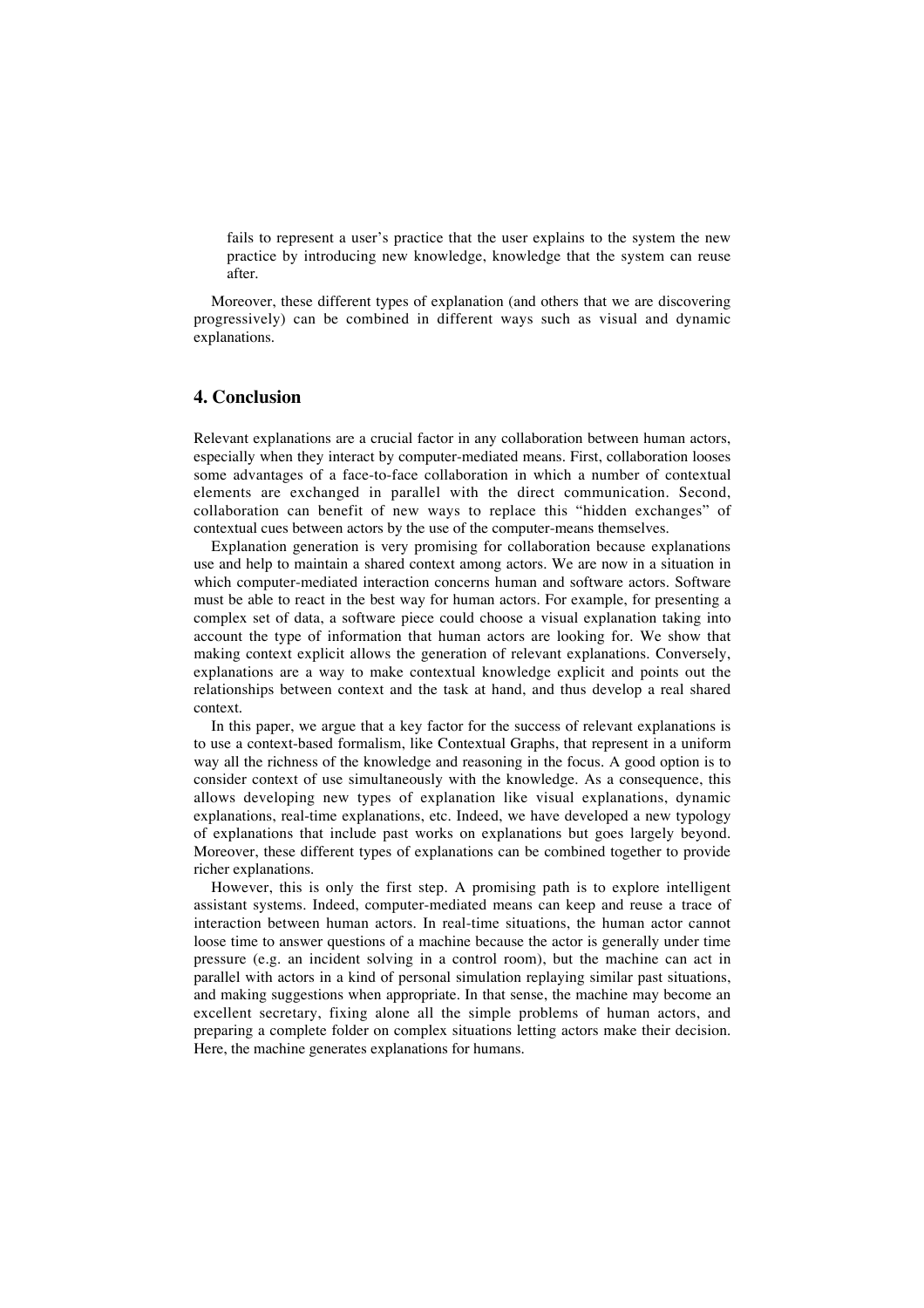fails to represent a user's practice that the user explains to the system the new practice by introducing new knowledge, knowledge that the system can reuse after.

Moreover, these different types of explanation (and others that we are discovering progressively) can be combined in different ways such as visual and dynamic explanations.

## 4. Conclusion

Relevant explanations are a crucial factor in any collaboration between human actors, especially when they interact by computer-mediated means. First, collaboration looses some advantages of a face-to-face collaboration in which a number of contextual elements are exchanged in parallel with the direct communication. Second, collaboration can benefit of new ways to replace this "hidden exchanges" of contextual cues between actors by the use of the computer-means themselves.

Explanation generation is very promising for collaboration because explanations use and help to maintain a shared context among actors. We are now in a situation in which computer-mediated interaction concerns human and software actors. Software must be able to react in the best way for human actors. For example, for presenting a complex set of data, a software piece could choose a visual explanation taking into account the type of information that human actors are looking for. We show that making context explicit allows the generation of relevant explanations. Conversely, explanations are a way to make contextual knowledge explicit and points out the relationships between context and the task at hand, and thus develop a real shared context.

In this paper, we argue that a key factor for the success of relevant explanations is to use a context-based formalism, like Contextual Graphs, that represent in a uniform way all the richness of the knowledge and reasoning in the focus. A good option is to consider context of use simultaneously with the knowledge. As a consequence, this allows developing new types of explanation like visual explanations, dynamic explanations, real-time explanations, etc. Indeed, we have developed a new typology of explanations that include past works on explanations but goes largely beyond. Moreover, these different types of explanations can be combined together to provide richer explanations.

However, this is only the first step. A promising path is to explore intelligent assistant systems. Indeed, computer-mediated means can keep and reuse a trace of interaction between human actors. In real-time situations, the human actor cannot loose time to answer questions of a machine because the actor is generally under time pressure (e.g. an incident solving in a control room), but the machine can act in parallel with actors in a kind of personal simulation replaying similar past situations, and making suggestions when appropriate. In that sense, the machine may become an excellent secretary, fixing alone all the simple problems of human actors, and preparing a complete folder on complex situations letting actors make their decision. Here, the machine generates explanations for humans.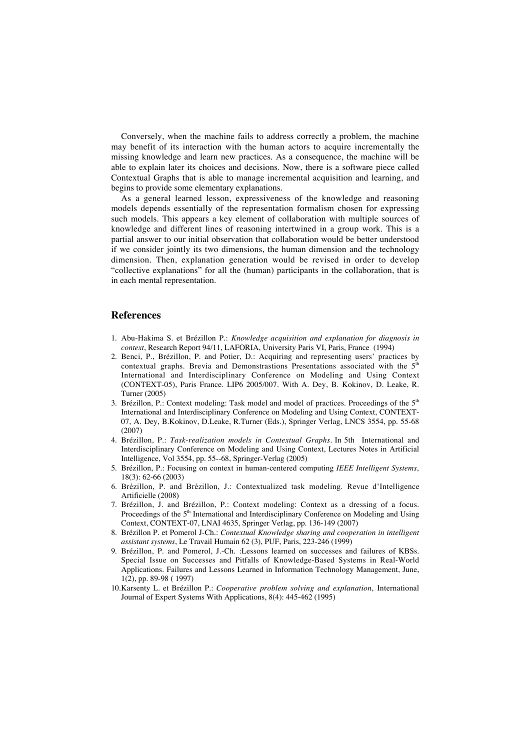Conversely, when the machine fails to address correctly a problem, the machine may benefit of its interaction with the human actors to acquire incrementally the missing knowledge and learn new practices. As a consequence, the machine will be able to explain later its choices and decisions. Now, there is a software piece called Contextual Graphs that is able to manage incremental acquisition and learning, and begins to provide some elementary explanations.

As a general learned lesson, expressiveness of the knowledge and reasoning models depends essentially of the representation formalism chosen for expressing such models. This appears a key element of collaboration with multiple sources of knowledge and different lines of reasoning intertwined in a group work. This is a partial answer to our initial observation that collaboration would be better understood if we consider jointly its two dimensions, the human dimension and the technology dimension. Then, explanation generation would be revised in order to develop "collective explanations" for all the (human) participants in the collaboration, that is in each mental representation.

## References

1. Abu-Hakima S. et Brézillon P.: *Knowledge acquisition and explanation for diagnosis in context*, Research Report 94/11, LAFORIA, University Paris VI, Paris, France (1994)
2. Benci, P., Brézillon, P. and Potier, D.: Acquiring and representing users' practices by contextual graphs. Brevia and Demonstrastions Presentations associated with the 5th International and Interdisciplinary Conference on Modeling and Using Context (CONTEXT-05), Paris France. LIP6 2005/007. With A. Dey, B. Kokinov, D. Leake, R. Turner (2005)
3. Brézillon, P.: Context modeling: Task model and model of practices. Proceedings of the 5th International and Interdisciplinary Conference on Modeling and Using Context, CONTEXT-07, A. Dey, B.Kokinov, D.Leake, R.Turner (Eds.), Springer Verlag, LNCS 3554, pp. 55-68 (2007)
4. Brézillon, P.: *Task-realization models in Contextual Graphs*. In 5th International and Interdisciplinary Conference on Modeling and Using Context, Lectures Notes in Artificial Intelligence, Vol 3554, pp. 55--68, Springer-Verlag (2005)
5. Brézillon, P.: Focusing on context in human-centered computing *IEEE Intelligent Systems*, 18(3): 62-66 (2003)
6. Brézillon, P. and Brézillon, J.: Contextualized task modeling. Revue d'Intelligence Artificielle (2008)
7. Brézillon, J. and Brézillon, P.: Context modeling: Context as a dressing of a focus. Proceedings of the 5th International and Interdisciplinary Conference on Modeling and Using Context, CONTEXT-07, LNAI 4635, Springer Verlag, pp. 136-149 (2007)
8. Brézillon P. et Pomerol J-Ch.: *Contextual Knowledge sharing and cooperation in intelligent assistant systems*, Le Travail Humain 62 (3), PUF, Paris, 223-246 (1999)
9. Brézillon, P. and Pomerol, J.-Ch. :Lessons learned on successes and failures of KBSs. Special Issue on Successes and Pitfalls of Knowledge-Based Systems in Real-World Applications. Failures and Lessons Learned in Information Technology Management, June, 1(2), pp. 89-98 ( 1997)
10. Karsenty L. et Brézillon P.: *Cooperative problem solving and explanation*, International Journal of Expert Systems With Applications, 8(4): 445-462 (1995)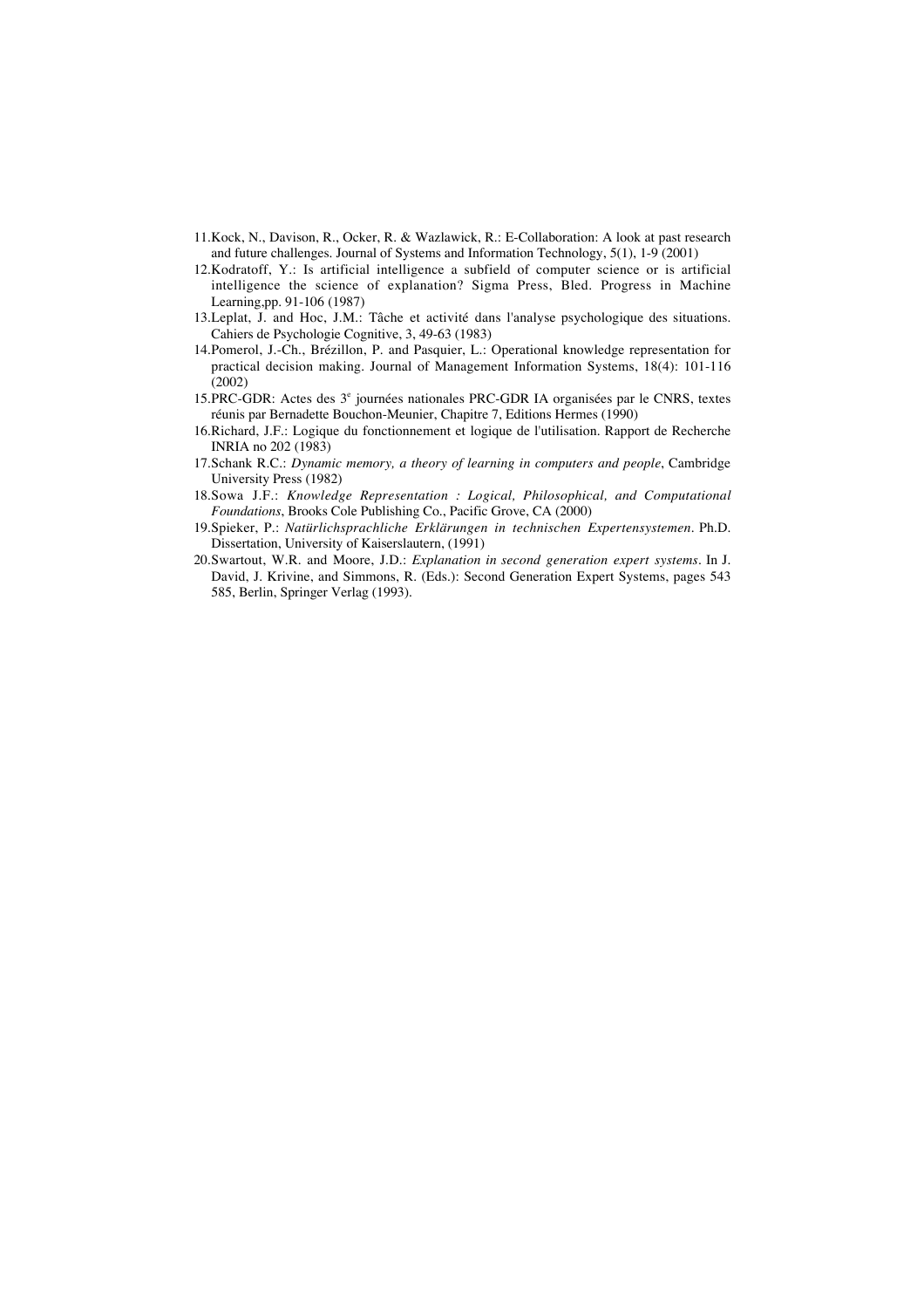11. Kock, N., Davison, R., Ocker, R. & Wazlawick, R.: E-Collaboration: A look at past research and future challenges. Journal of Systems and Information Technology, 5(1), 1-9 (2001)
12. Kodratoff, Y.: Is artificial intelligence a subfield of computer science or is artificial intelligence the science of explanation? Sigma Press, Bled. Progress in Machine Learning,pp. 91-106 (1987)
13. Leplat, J. and Hoc, J.M.: Tâche et activité dans l'analyse psychologique des situations. Cahiers de Psychologie Cognitive, 3, 49-63 (1983)
14. Pomerol, J.-Ch., Brézillon, P. and Pasquier, L.: Operational knowledge representation for practical decision making. Journal of Management Information Systems, 18(4): 101-116 (2002)
15. PRC-GDR: Actes des 3$^{e}$ journées nationales PRC-GDR IA organisées par le CNRS, textes réunis par Bernadette Bouchon-Meunier, Chapitre 7, Editions Hermes (1990)
16. Richard, J.F.: Logique du fonctionnement et logique de l'utilisation. Rapport de Recherche INRIA no 202 (1983)
17. Schank R.C.: *Dynamic memory, a theory of learning in computers and people*, Cambridge University Press (1982)
18. Sowa J.F.: *Knowledge Representation : Logical, Philosophical, and Computational Foundations*, Brooks Cole Publishing Co., Pacific Grove, CA (2000)
19. Spieker, P.: *Natürlichsprachliche Erklärungen in technischen Expertensystemen*. Ph.D. Dissertation, University of Kaiserslautern, (1991)
20. Swartout, W.R. and Moore, J.D.: *Explanation in second generation expert systems*. In J. David, J. Krivine, and Simmons, R. (Eds.): Second Generation Expert Systems, pages 543 585, Berlin, Springer Verlag (1993).